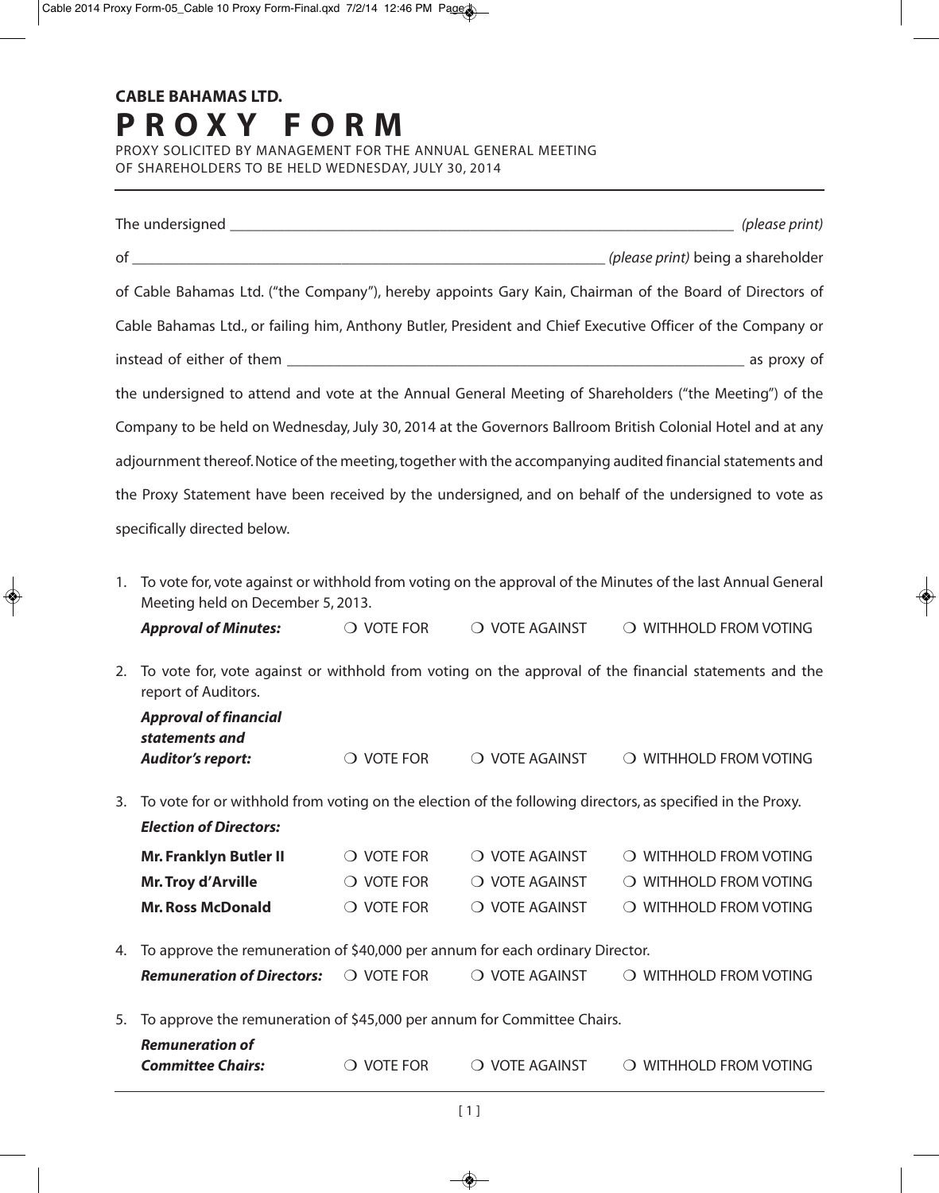# CABLE BAHAMAS LTD.

# PROXY FORM

PROXY SOLICITED BY MANAGEMENT FOR THE ANNUAL GENERAL MEETING OF SHAREHOLDERS TO BE HELD WEDNESDAY, JULY 30, 2014

The undersigned \_\_\_\_\_\_\_\_\_\_\_\_\_\_\_\_\_\_\_\_\_\_\_\_\_\_\_\_\_\_\_\_\_\_\_\_\_\_\_\_\_\_\_\_\_\_\_\_\_\_\_\_ *(please print)*

of \_\_\_\_\_\_\_\_\_\_\_\_\_\_\_\_\_\_\_\_\_\_\_\_\_\_\_\_\_\_\_\_\_\_\_\_\_\_\_\_\_\_\_\_\_\_\_\_ *(please print)* being a shareholder of Cable Bahamas Ltd. ("the Company"), hereby appoints Gary Kain, Chairman of the Board of Directors of Cable Bahamas Ltd., or failing him, Anthony Butler, President and Chief Executive Officer of the Company or instead of either of them \_\_\_\_\_\_\_\_\_\_\_\_\_\_\_\_\_\_\_\_\_\_\_\_\_\_\_\_\_\_\_\_\_\_\_\_\_\_\_\_\_\_\_\_\_\_\_\_ as proxy of the undersigned to attend and vote at the Annual General Meeting of Shareholders ("the Meeting") of the Company to be held on Wednesday, July 30, 2014 at the Governors Ballroom British Colonial Hotel and at any adjournment thereof. Notice of the meeting, together with the accompanying audited financial statements and the Proxy Statement have been received by the undersigned, and on behalf of the undersigned to vote as specifically directed below.

1. To vote for, vote against or withhold from voting on the approval of the Minutes of the last Annual General Meeting held on December 5, 2013.

   ***Approval of Minutes:*** ❍ VOTE FOR ❍ VOTE AGAINST ❍ WITHHOLD FROM VOTING

2. To vote for, vote against or withhold from voting on the approval of the financial statements and the report of Auditors.

   ***Approval of financial statements and Auditor's report:*** ❍ VOTE FOR ❍ VOTE AGAINST ❍ WITHHOLD FROM VOTING

3. To vote for or withhold from voting on the election of the following directors, as specified in the Proxy.

   ***Election of Directors:***

   | | | | |
   |---|---|---|---|
   | **Mr. Franklyn Butler II** | ❍ VOTE FOR | ❍ VOTE AGAINST | ❍ WITHHOLD FROM VOTING |
   | **Mr. Troy d'Arville** | ❍ VOTE FOR | ❍ VOTE AGAINST | ❍ WITHHOLD FROM VOTING |
   | **Mr. Ross McDonald** | ❍ VOTE FOR | ❍ VOTE AGAINST | ❍ WITHHOLD FROM VOTING |

4. To approve the remuneration of $40,000 per annum for each ordinary Director.

   ***Remuneration of Directors:*** ❍ VOTE FOR ❍ VOTE AGAINST ❍ WITHHOLD FROM VOTING

5. To approve the remuneration of $45,000 per annum for Committee Chairs.

   ***Remuneration of Committee Chairs:*** ❍ VOTE FOR ❍ VOTE AGAINST ❍ WITHHOLD FROM VOTING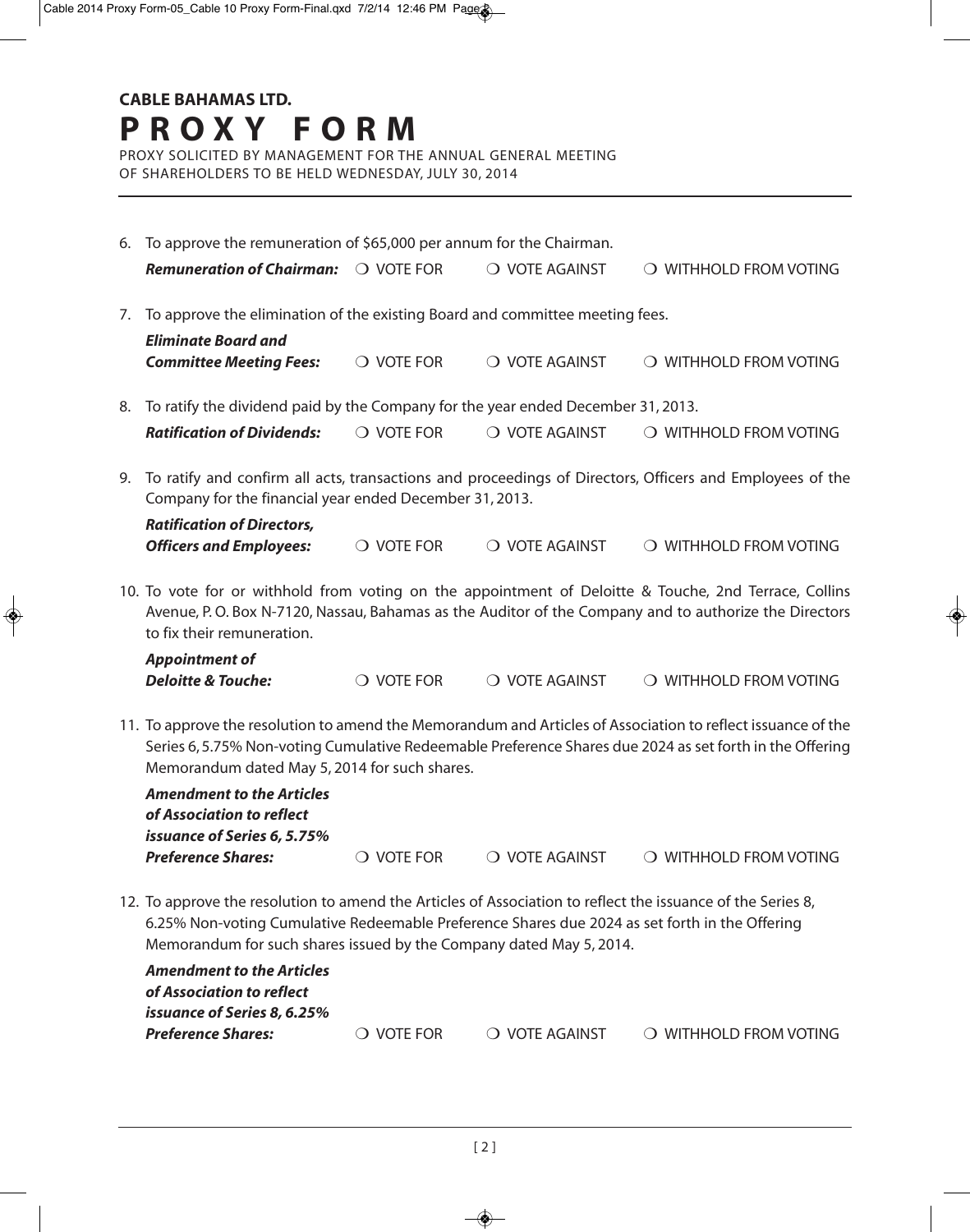**CABLE BAHAMAS LTD.**

# PROXY FORM

PROXY SOLICITED BY MANAGEMENT FOR THE ANNUAL GENERAL MEETING OF SHAREHOLDERS TO BE HELD WEDNESDAY, JULY 30, 2014

6. To approve the remuneration of $65,000 per annum for the Chairman.

   ***Remuneration of Chairman:*** ❍ VOTE FOR ❍ VOTE AGAINST ❍ WITHHOLD FROM VOTING

7. To approve the elimination of the existing Board and committee meeting fees.

   ***Eliminate Board and Committee Meeting Fees:*** ❍ VOTE FOR ❍ VOTE AGAINST ❍ WITHHOLD FROM VOTING

8. To ratify the dividend paid by the Company for the year ended December 31, 2013.

   ***Ratification of Dividends:*** ❍ VOTE FOR ❍ VOTE AGAINST ❍ WITHHOLD FROM VOTING

9. To ratify and confirm all acts, transactions and proceedings of Directors, Officers and Employees of the Company for the financial year ended December 31, 2013.

   ***Ratification of Directors, Officers and Employees:*** ❍ VOTE FOR ❍ VOTE AGAINST ❍ WITHHOLD FROM VOTING

10. To vote for or withhold from voting on the appointment of Deloitte & Touche, 2nd Terrace, Collins Avenue, P. O. Box N-7120, Nassau, Bahamas as the Auditor of the Company and to authorize the Directors to fix their remuneration.

    ***Appointment of Deloitte & Touche:*** ❍ VOTE FOR ❍ VOTE AGAINST ❍ WITHHOLD FROM VOTING

11. To approve the resolution to amend the Memorandum and Articles of Association to reflect issuance of the Series 6, 5.75% Non-voting Cumulative Redeemable Preference Shares due 2024 as set forth in the Offering Memorandum dated May 5, 2014 for such shares.

    ***Amendment to the Articles of Association to reflect issuance of Series 6, 5.75% Preference Shares:*** ❍ VOTE FOR ❍ VOTE AGAINST ❍ WITHHOLD FROM VOTING

12. To approve the resolution to amend the Articles of Association to reflect the issuance of the Series 8, 6.25% Non-voting Cumulative Redeemable Preference Shares due 2024 as set forth in the Offering Memorandum for such shares issued by the Company dated May 5, 2014.

    ***Amendment to the Articles of Association to reflect issuance of Series 8, 6.25% Preference Shares:*** ❍ VOTE FOR ❍ VOTE AGAINST ❍ WITHHOLD FROM VOTING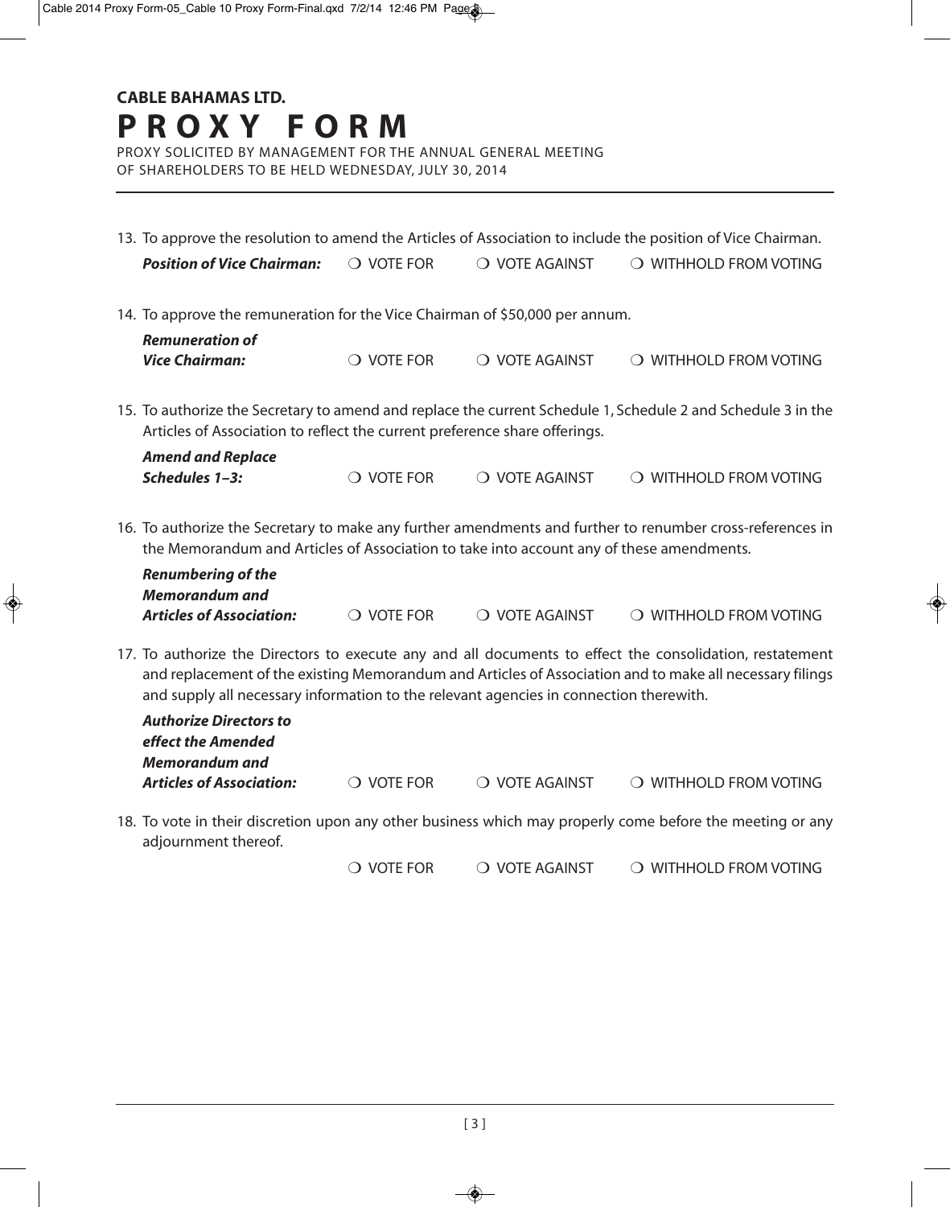**CABLE BAHAMAS LTD.**

# PROXY FORM

PROXY SOLICITED BY MANAGEMENT FOR THE ANNUAL GENERAL MEETING OF SHAREHOLDERS TO BE HELD WEDNESDAY, JULY 30, 2014

13. To approve the resolution to amend the Articles of Association to include the position of Vice Chairman.

    ***Position of Vice Chairman:*** ❍ VOTE FOR ❍ VOTE AGAINST ❍ WITHHOLD FROM VOTING

14. To approve the remuneration for the Vice Chairman of $50,000 per annum.

    ***Remuneration of Vice Chairman:*** ❍ VOTE FOR ❍ VOTE AGAINST ❍ WITHHOLD FROM VOTING

15. To authorize the Secretary to amend and replace the current Schedule 1, Schedule 2 and Schedule 3 in the Articles of Association to reflect the current preference share offerings.

    ***Amend and Replace Schedules 1–3:*** ❍ VOTE FOR ❍ VOTE AGAINST ❍ WITHHOLD FROM VOTING

16. To authorize the Secretary to make any further amendments and further to renumber cross-references in the Memorandum and Articles of Association to take into account any of these amendments.

    ***Renumbering of the Memorandum and Articles of Association:*** ❍ VOTE FOR ❍ VOTE AGAINST ❍ WITHHOLD FROM VOTING

17. To authorize the Directors to execute any and all documents to effect the consolidation, restatement and replacement of the existing Memorandum and Articles of Association and to make all necessary filings and supply all necessary information to the relevant agencies in connection therewith.

    ***Authorize Directors to effect the Amended Memorandum and Articles of Association:*** ❍ VOTE FOR ❍ VOTE AGAINST ❍ WITHHOLD FROM VOTING

18. To vote in their discretion upon any other business which may properly come before the meeting or any adjournment thereof.

    ❍ VOTE FOR ❍ VOTE AGAINST ❍ WITHHOLD FROM VOTING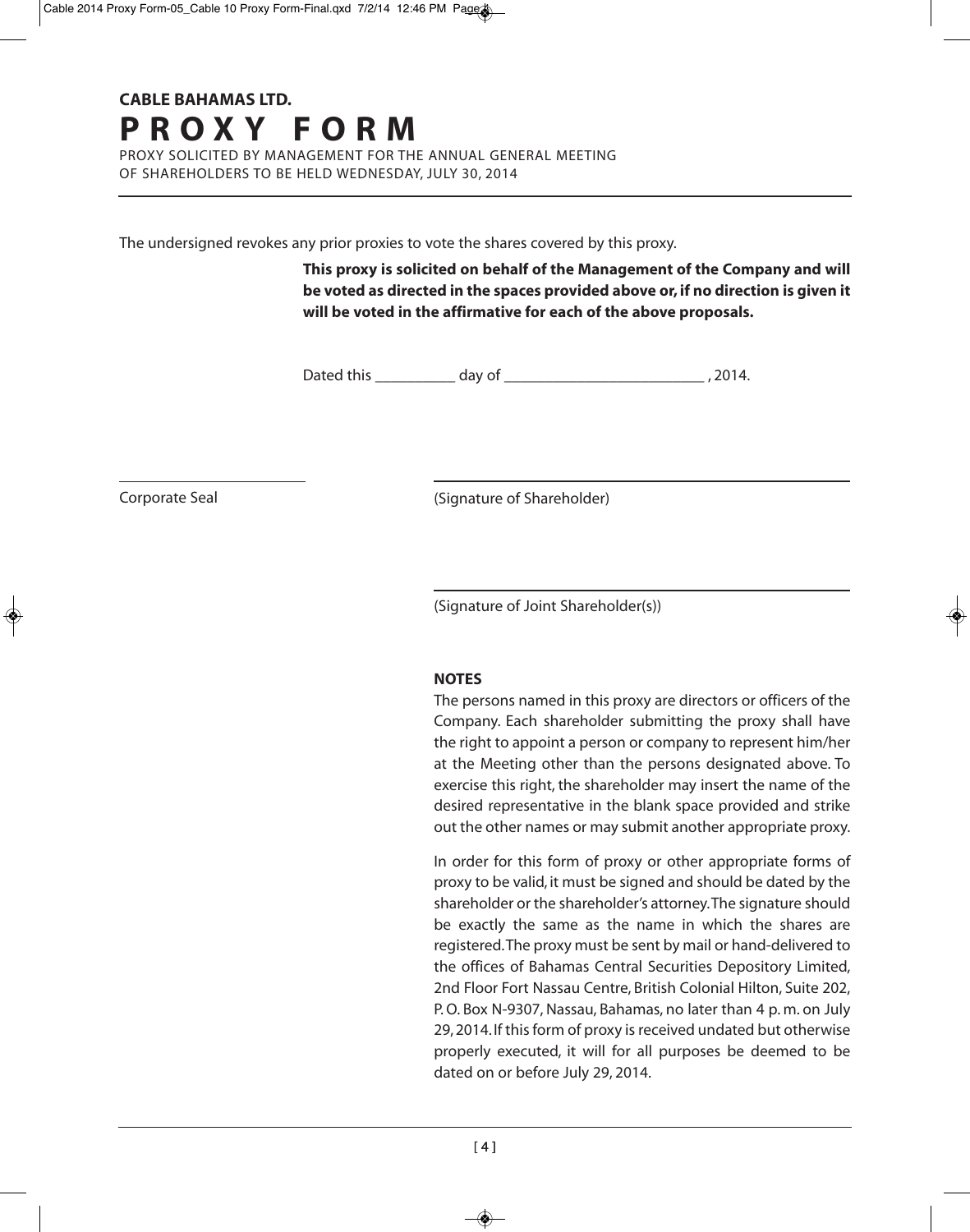**CABLE BAHAMAS LTD.**

# PROXY FORM

PROXY SOLICITED BY MANAGEMENT FOR THE ANNUAL GENERAL MEETING OF SHAREHOLDERS TO BE HELD WEDNESDAY, JULY 30, 2014

The undersigned revokes any prior proxies to vote the shares covered by this proxy.

**This proxy is solicited on behalf of the Management of the Company and will be voted as directed in the spaces provided above or, if no direction is given it will be voted in the affirmative for each of the above proposals.**

Dated this __________ day of _________________________ , 2014.

Corporate Seal

(Signature of Shareholder)

(Signature of Joint Shareholder(s))

**NOTES**

The persons named in this proxy are directors or officers of the Company. Each shareholder submitting the proxy shall have the right to appoint a person or company to represent him/her at the Meeting other than the persons designated above. To exercise this right, the shareholder may insert the name of the desired representative in the blank space provided and strike out the other names or may submit another appropriate proxy.

In order for this form of proxy or other appropriate forms of proxy to be valid, it must be signed and should be dated by the shareholder or the shareholder's attorney. The signature should be exactly the same as the name in which the shares are registered. The proxy must be sent by mail or hand-delivered to the offices of Bahamas Central Securities Depository Limited, 2nd Floor Fort Nassau Centre, British Colonial Hilton, Suite 202, P. O. Box N-9307, Nassau, Bahamas, no later than 4 p. m. on July 29, 2014. If this form of proxy is received undated but otherwise properly executed, it will for all purposes be deemed to be dated on or before July 29, 2014.